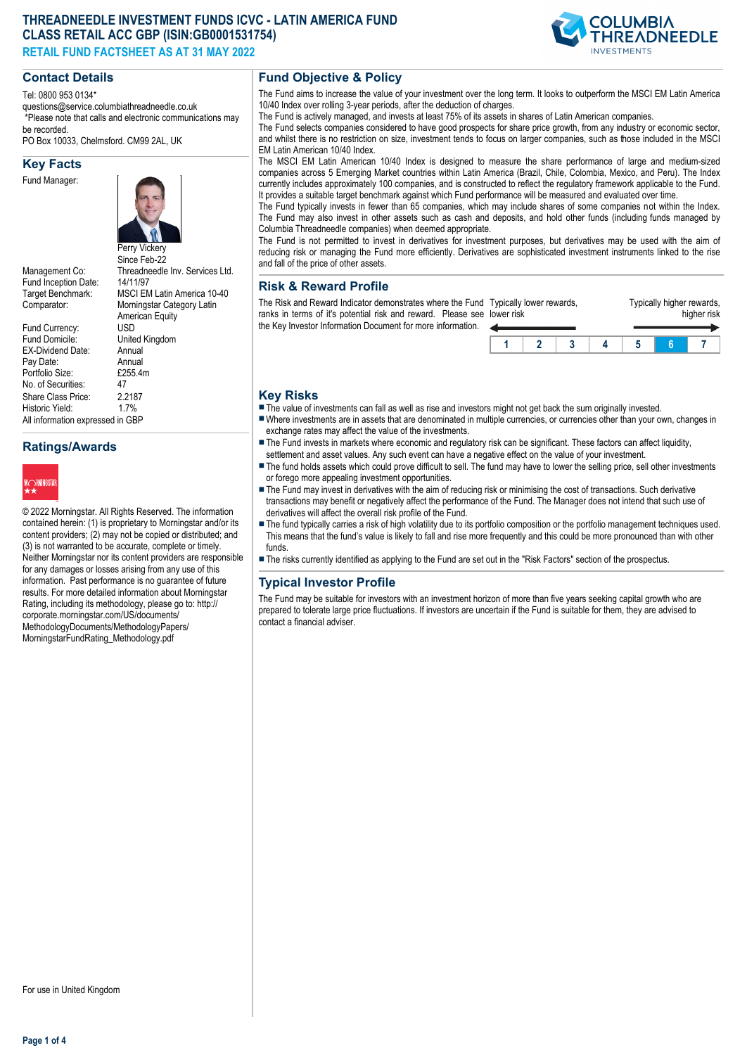# THREADNEEDLE INVESTMENT FUNDS ICVC - LATIN AMERICA FUND CLASS RETAIL ACC GBP (ISIN:GB0001531754)

## RETAIL FUND FACTSHEET AS AT 31 MAY 2022

## Contact Details

Tel: 0800 953 0134*
questions@service.columbiathreadneedle.co.uk
*Please note that calls and electronic communications may be recorded.
PO Box 10033, Chelmsford. CM99 2AL, UK

## Key Facts

| | |
|---|---|
| Fund Manager: | Perry Vickery<br>Since Feb-22 |
| Management Co: | Threadneedle Inv. Services Ltd. |
| Fund Inception Date: | 14/11/97 |
| Target Benchmark: | MSCI EM Latin America 10-40 |
| Comparator: | Morningstar Category Latin American Equity |
| Fund Currency: | USD |
| Fund Domicile: | United Kingdom |
| EX-Dividend Date: | Annual |
| Pay Date: | Annual |
| Portfolio Size: | £255.4m |
| No. of Securities: | 47 |
| Share Class Price: | 2.2187 |
| Historic Yield: | 1.7% |

All information expressed in GBP

## Ratings/Awards

Morningstar ★★

© 2022 Morningstar. All Rights Reserved. The information contained herein: (1) is proprietary to Morningstar and/or its content providers; (2) may not be copied or distributed; and (3) is not warranted to be accurate, complete or timely. Neither Morningstar nor its content providers are responsible for any damages or losses arising from any use of this information. Past performance is no guarantee of future results. For more detailed information about Morningstar Rating, including its methodology, please go to: http://corporate.morningstar.com/US/documents/MethodologyDocuments/MethodologyPapers/MorningstarFundRating_Methodology.pdf

For use in United Kingdom

## Fund Objective & Policy

The Fund aims to increase the value of your investment over the long term. It looks to outperform the MSCI EM Latin America 10/40 Index over rolling 3-year periods, after the deduction of charges.

The Fund is actively managed, and invests at least 75% of its assets in shares of Latin American companies.

The Fund selects companies considered to have good prospects for share price growth, from any industry or economic sector, and whilst there is no restriction on size, investment tends to focus on larger companies, such as those included in the MSCI EM Latin American 10/40 Index.

The MSCI EM Latin American 10/40 Index is designed to measure the share performance of large and medium-sized companies across 5 Emerging Market countries within Latin America (Brazil, Chile, Colombia, Mexico, and Peru). The Index currently includes approximately 100 companies, and is constructed to reflect the regulatory framework applicable to the Fund. It provides a suitable target benchmark against which Fund performance will be measured and evaluated over time.

The Fund typically invests in fewer than 65 companies, which may include shares of some companies not within the Index. The Fund may also invest in other assets such as cash and deposits, and hold other funds (including funds managed by Columbia Threadneedle companies) when deemed appropriate.

The Fund is not permitted to invest in derivatives for investment purposes, but derivatives may be used with the aim of reducing risk or managing the Fund more efficiently. Derivatives are sophisticated investment instruments linked to the rise and fall of the price of other assets.

## Risk & Reward Profile

The Risk and Reward Indicator demonstrates where the Fund ranks in terms of it's potential risk and reward. Please see the Key Investor Information Document for more information.

Typically lower rewards, lower risk ← → Typically higher rewards, higher risk

| 1 | 2 | 3 | 4 | 5 | **6** | 7 |
|---|---|---|---|---|---|---|

## Key Risks

- The value of investments can fall as well as rise and investors might not get back the sum originally invested.
- Where investments are in assets that are denominated in multiple currencies, or currencies other than your own, changes in exchange rates may affect the value of the investments.
- The Fund invests in markets where economic and regulatory risk can be significant. These factors can affect liquidity, settlement and asset values. Any such event can have a negative effect on the value of your investment.
- The fund holds assets which could prove difficult to sell. The fund may have to lower the selling price, sell other investments or forego more appealing investment opportunities.
- The Fund may invest in derivatives with the aim of reducing risk or minimising the cost of transactions. Such derivative transactions may benefit or negatively affect the performance of the Fund. The Manager does not intend that such use of derivatives will affect the overall risk profile of the Fund.
- The fund typically carries a risk of high volatility due to its portfolio composition or the portfolio management techniques used. This means that the fund's value is likely to fall and rise more frequently and this could be more pronounced than with other funds.
- The risks currently identified as applying to the Fund are set out in the "Risk Factors" section of the prospectus.

## Typical Investor Profile

The Fund may be suitable for investors with an investment horizon of more than five years seeking capital growth who are prepared to tolerate large price fluctuations. If investors are uncertain if the Fund is suitable for them, they are advised to contact a financial adviser.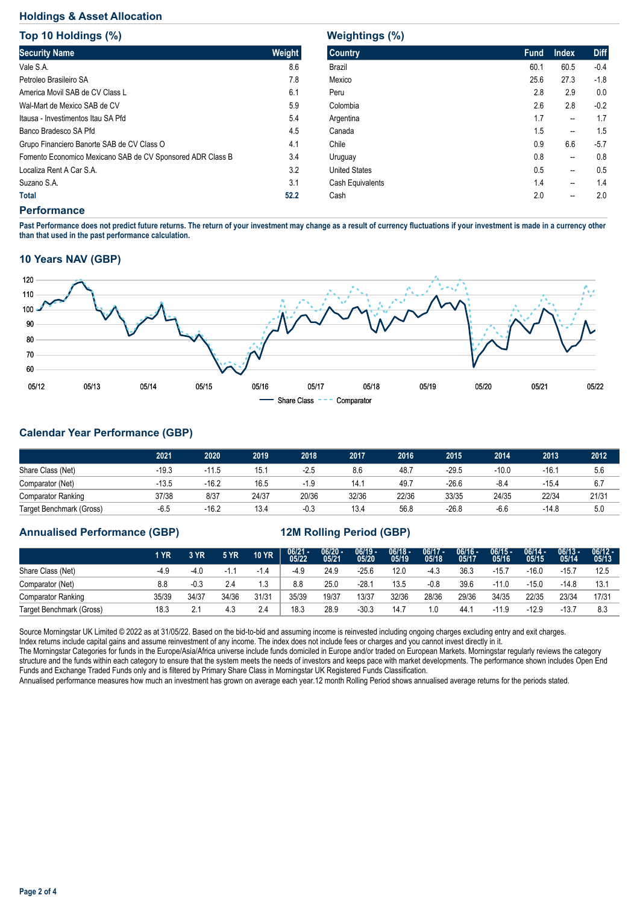## Holdings & Asset Allocation

### Top 10 Holdings (%)

| Security Name | Weight |
|---|---|
| Vale S.A. | 8.6 |
| Petroleo Brasileiro SA | 7.8 |
| America Movil SAB de CV Class L | 6.1 |
| Wal-Mart de Mexico SAB de CV | 5.9 |
| Itausa - Investimentos Itau SA Pfd | 5.4 |
| Banco Bradesco SA Pfd | 4.5 |
| Grupo Financiero Banorte SAB de CV Class O | 4.1 |
| Fomento Economico Mexicano SAB de CV Sponsored ADR Class B | 3.4 |
| Localiza Rent A Car S.A. | 3.2 |
| Suzano S.A. | 3.1 |
| **Total** | **52.2** |

### Weightings (%)

| Country | Fund | Index | Diff |
|---|---|---|---|
| Brazil | 60.1 | 60.5 | -0.4 |
| Mexico | 25.6 | 27.3 | -1.8 |
| Peru | 2.8 | 2.9 | 0.0 |
| Colombia | 2.6 | 2.8 | -0.2 |
| Argentina | 1.7 | -- | 1.7 |
| Canada | 1.5 | -- | 1.5 |
| Chile | 0.9 | 6.6 | -5.7 |
| Uruguay | 0.8 | -- | 0.8 |
| United States | 0.5 | -- | 0.5 |
| Cash Equivalents | 1.4 | -- | 1.4 |
| Cash | 2.0 | -- | 2.0 |

## Performance

**Past Performance does not predict future returns. The return of your investment may change as a result of currency fluctuations if your investment is made in a currency other than that used in the past performance calculation.**

### 10 Years NAV (GBP)

Share Class / Comparator

### Calendar Year Performance (GBP)

| | 2021 | 2020 | 2019 | 2018 | 2017 | 2016 | 2015 | 2014 | 2013 | 2012 |
|---|---|---|---|---|---|---|---|---|---|---|
| Share Class (Net) | -19.3 | -11.5 | 15.1 | -2.5 | 8.6 | 48.7 | -29.5 | -10.0 | -16.1 | 5.6 |
| Comparator (Net) | -13.5 | -16.2 | 16.5 | -1.9 | 14.1 | 49.7 | -26.6 | -8.4 | -15.4 | 6.7 |
| Comparator Ranking | 37/38 | 8/37 | 24/37 | 20/36 | 32/36 | 22/36 | 33/35 | 24/35 | 22/34 | 21/31 |
| Target Benchmark (Gross) | -6.5 | -16.2 | 13.4 | -0.3 | 13.4 | 56.8 | -26.8 | -6.6 | -14.8 | 5.0 |

### Annualised Performance (GBP) / 12M Rolling Period (GBP)

| | 1 YR | 3 YR | 5 YR | 10 YR | 06/21 - 05/22 | 06/20 - 05/21 | 06/19 - 05/20 | 06/18 - 05/19 | 06/17 - 05/18 | 06/16 - 05/17 | 06/15 - 05/16 | 06/14 - 05/15 | 06/13 - 05/14 | 06/12 - 05/13 |
|---|---|---|---|---|---|---|---|---|---|---|---|---|---|---|
| Share Class (Net) | -4.9 | -4.0 | -1.1 | -1.4 | -4.9 | 24.9 | -25.6 | 12.0 | -4.3 | 36.3 | -15.7 | -16.0 | -15.7 | 12.5 |
| Comparator (Net) | 8.8 | -0.3 | 2.4 | 1.3 | 8.8 | 25.0 | -28.1 | 13.5 | -0.8 | 39.6 | -11.0 | -15.0 | -14.8 | 13.1 |
| Comparator Ranking | 35/39 | 34/37 | 34/36 | 31/31 | 35/39 | 19/37 | 13/37 | 32/36 | 28/36 | 29/36 | 34/35 | 22/35 | 23/34 | 17/31 |
| Target Benchmark (Gross) | 18.3 | 2.1 | 4.3 | 2.4 | 18.3 | 28.9 | -30.3 | 14.7 | 1.0 | 44.1 | -11.9 | -12.9 | -13.7 | 8.3 |

Source Morningstar UK Limited © 2022 as at 31/05/22. Based on the bid-to-bid and assuming income is reinvested including ongoing charges excluding entry and exit charges.
Index returns include capital gains and assume reinvestment of any income. The index does not include fees or charges and you cannot invest directly in it.
The Morningstar Categories for funds in the Europe/Asia/Africa universe include funds domiciled in Europe and/or traded on European Markets. Morningstar regularly reviews the category structure and the funds within each category to ensure that the system meets the needs of investors and keeps pace with market developments. The performance shown includes Open End Funds and Exchange Traded Funds only and is filtered by Primary Share Class in Morningstar UK Registered Funds Classification.
Annualised performance measures how much an investment has grown on average each year.12 month Rolling Period shows annualised average returns for the periods stated.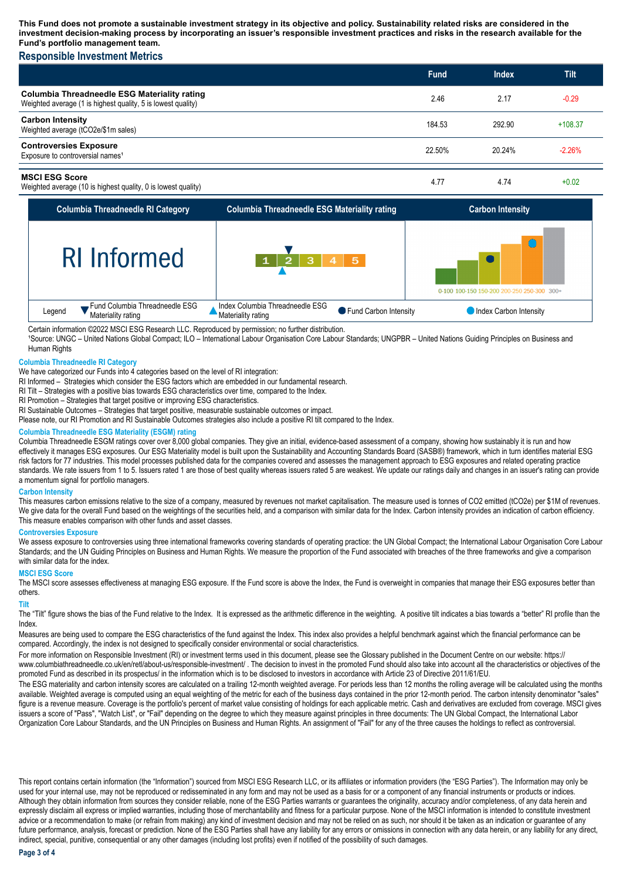**This Fund does not promote a sustainable investment strategy in its objective and policy. Sustainability related risks are considered in the investment decision-making process by incorporating an issuer's responsible investment practices and risks in the research available for the Fund's portfolio management team.**

## Responsible Investment Metrics

| | Fund | Index | Tilt |
|---|---|---|---|
| **Columbia Threadneedle ESG Materiality rating** Weighted average (1 is highest quality, 5 is lowest quality) | 2.46 | 2.17 | -0.29 |
| **Carbon Intensity** Weighted average (tCO2e/$1m sales) | 184.53 | 292.90 | +108.37 |
| **Controversies Exposure** Exposure to controversial names[1] | 22.50% | 20.24% | -2.26% |
| **MSCI ESG Score** Weighted average (10 is highest quality, 0 is lowest quality) | 4.77 | 4.74 | +0.02 |

| Columbia Threadneedle RI Category | Columbia Threadneedle ESG Materiality rating | Carbon Intensity |
|---|---|---|
| RI Informed | 1 2 3 4 5 | 0-100 100-150 150-200 200-250 250-300 300+ |

Legend: Fund Columbia Threadneedle ESG Materiality rating; Index Columbia Threadneedle ESG Materiality rating; Fund Carbon Intensity; Index Carbon Intensity

Certain information ©2022 MSCI ESG Research LLC. Reproduced by permission; no further distribution.

[1]Source: UNGC – United Nations Global Compact; ILO – International Labour Organisation Core Labour Standards; UNGPBR – United Nations Guiding Principles on Business and Human Rights

### Columbia Threadneedle RI Category

We have categorized our Funds into 4 categories based on the level of RI integration:

RI Informed – Strategies which consider the ESG factors which are embedded in our fundamental research.

RI Tilt – Strategies with a positive bias towards ESG characteristics over time, compared to the Index.

RI Promotion – Strategies that target positive or improving ESG characteristics.

RI Sustainable Outcomes – Strategies that target positive, measurable sustainable outcomes or impact.

Please note, our RI Promotion and RI Sustainable Outcomes strategies also include a positive RI tilt compared to the Index.

### Columbia Threadneedle ESG Materiality (ESGM) rating

Columbia Threadneedle ESGM ratings cover over 8,000 global companies. They give an initial, evidence-based assessment of a company, showing how sustainably it is run and how effectively it manages ESG exposures. Our ESG Materiality model is built upon the Sustainability and Accounting Standards Board (SASB®) framework, which in turn identifies material ESG risk factors for 77 industries. This model processes published data for the companies covered and assesses the management approach to ESG exposures and related operating practice standards. We rate issuers from 1 to 5. Issuers rated 1 are those of best quality whereas issuers rated 5 are weakest. We update our ratings daily and changes in an issuer's rating can provide a momentum signal for portfolio managers.

### Carbon Intensity

This measures carbon emissions relative to the size of a company, measured by revenues not market capitalisation. The measure used is tonnes of CO2 emitted (tCO2e) per $1M of revenues. We give data for the overall Fund based on the weightings of the securities held, and a comparison with similar data for the Index. Carbon intensity provides an indication of carbon efficiency. This measure enables comparison with other funds and asset classes.

### Controversies Exposure

We assess exposure to controversies using three international frameworks covering standards of operating practice: the UN Global Compact; the International Labour Organisation Core Labour Standards; and the UN Guiding Principles on Business and Human Rights. We measure the proportion of the Fund associated with breaches of the three frameworks and give a comparison with similar data for the index.

### MSCI ESG Score

The MSCI score assesses effectiveness at managing ESG exposure. If the Fund score is above the Index, the Fund is overweight in companies that manage their ESG exposures better than others.

### Tilt

The "Tilt" figure shows the bias of the Fund relative to the Index. It is expressed as the arithmetic difference in the weighting. A positive tilt indicates a bias towards a "better" RI profile than the Index.

Measures are being used to compare the ESG characteristics of the fund against the Index. This index also provides a helpful benchmark against which the financial performance can be compared. Accordingly, the index is not designed to specifically consider environmental or social characteristics.

For more information on Responsible Investment (RI) or investment terms used in this document, please see the Glossary published in the Document Centre on our website: https://www.columbiathreadneedle.co.uk/en/retl/about-us/responsible-investment/ . The decision to invest in the promoted Fund should also take into account all the characteristics or objectives of the promoted Fund as described in its prospectus/ in the information which is to be disclosed to investors in accordance with Article 23 of Directive 2011/61/EU.

The ESG materiality and carbon intensity scores are calculated on a trailing 12-month weighted average. For periods less than 12 months the rolling average will be calculated using the months available. Weighted average is computed using an equal weighting of the metric for each of the business days contained in the prior 12-month period. The carbon intensity denominator "sales" figure is a revenue measure. Coverage is the portfolio's percent of market value consisting of holdings for each applicable metric. Cash and derivatives are excluded from coverage. MSCI gives issuers a score of "Pass", "Watch List", or "Fail" depending on the degree to which they measure against principles in three documents: The UN Global Compact, the International Labor Organization Core Labour Standards, and the UN Principles on Business and Human Rights. An assignment of "Fail" for any of the three causes the holdings to reflect as controversial.

This report contains certain information (the "Information") sourced from MSCI ESG Research LLC, or its affiliates or information providers (the "ESG Parties"). The Information may only be used for your internal use, may not be reproduced or redisseminated in any form and may not be used as a basis for or a component of any financial instruments or products or indices. Although they obtain information from sources they consider reliable, none of the ESG Parties warrants or guarantees the originality, accuracy and/or completeness, of any data herein and expressly disclaim all express or implied warranties, including those of merchantability and fitness for a particular purpose. None of the MSCI information is intended to constitute investment advice or a recommendation to make (or refrain from making) any kind of investment decision and may not be relied on as such, nor should it be taken as an indication or guarantee of any future performance, analysis, forecast or prediction. None of the ESG Parties shall have any liability for any errors or omissions in connection with any data herein, or any liability for any direct, indirect, special, punitive, consequential or any other damages (including lost profits) even if notified of the possibility of such damages.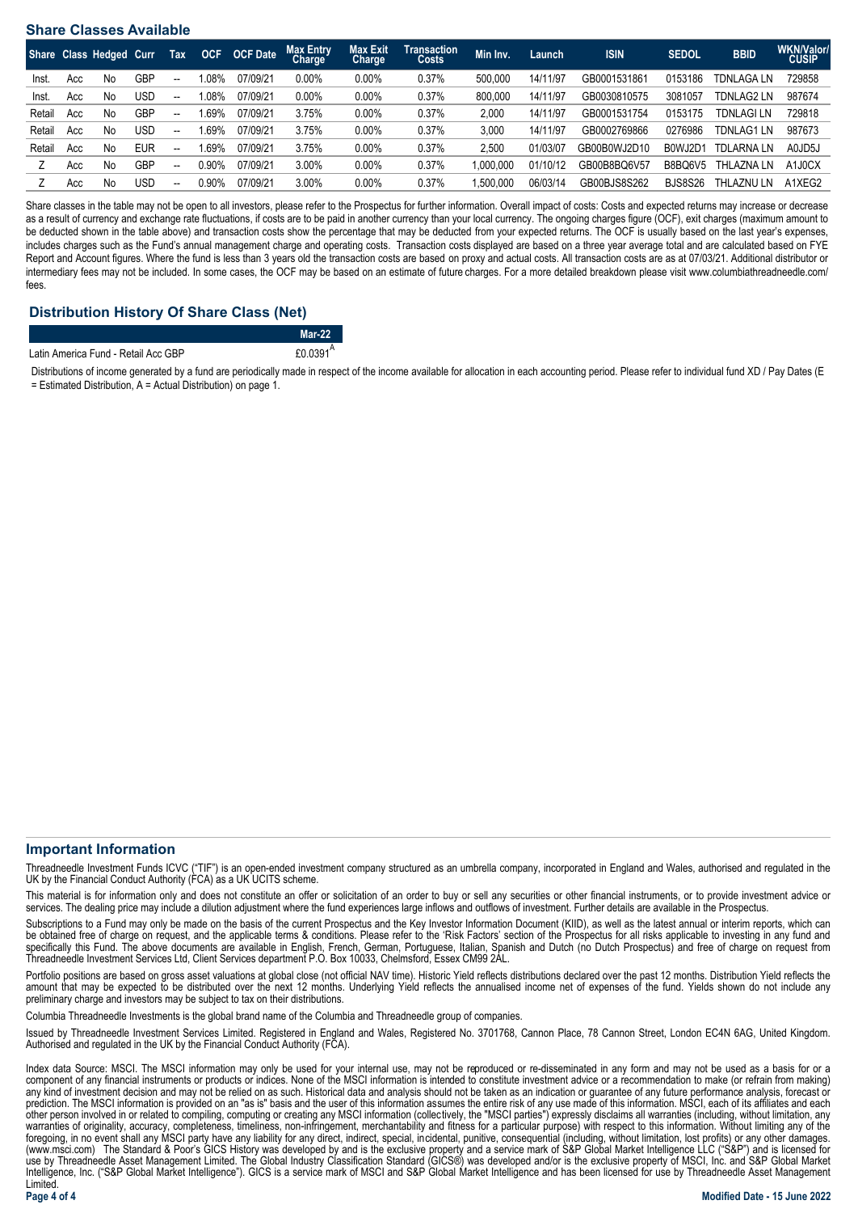## Share Classes Available

| Share | Class | Hedged | Curr | Tax | OCF | OCF Date | Max Entry Charge | Max Exit Charge | Transaction Costs | Min Inv. | Launch | ISIN | SEDOL | BBID | WKN/Valor/ CUSIP |
|---|---|---|---|---|---|---|---|---|---|---|---|---|---|---|---|
| Inst. | Acc | No | GBP | -- | 1.08% | 07/09/21 | 0.00% | 0.00% | 0.37% | 500,000 | 14/11/97 | GB0001531861 | 0153186 | TDNLAGA LN | 729858 |
| Inst. | Acc | No | USD | -- | 1.08% | 07/09/21 | 0.00% | 0.00% | 0.37% | 800,000 | 14/11/97 | GB0030810575 | 3081057 | TDNLAG2 LN | 987674 |
| Retail | Acc | No | GBP | -- | 1.69% | 07/09/21 | 3.75% | 0.00% | 0.37% | 2,000 | 14/11/97 | GB0001531754 | 0153175 | TDNLAGI LN | 729818 |
| Retail | Acc | No | USD | -- | 1.69% | 07/09/21 | 3.75% | 0.00% | 0.37% | 3,000 | 14/11/97 | GB0002769866 | 0276986 | TDNLAG1 LN | 987673 |
| Retail | Acc | No | EUR | -- | 1.69% | 07/09/21 | 3.75% | 0.00% | 0.37% | 2,500 | 01/03/07 | GB00B0WJ2D10 | B0WJ2D1 | TDLARNA LN | A0JD5J |
| Z | Acc | No | GBP | -- | 0.90% | 07/09/21 | 3.00% | 0.00% | 0.37% | 1,000,000 | 01/10/12 | GB00B8BQ6V57 | B8BQ6V5 | THLAZNA LN | A1J0CX |
| Z | Acc | No | USD | -- | 0.90% | 07/09/21 | 3.00% | 0.00% | 0.37% | 1,500,000 | 06/03/14 | GB00BJS8S262 | BJS8S26 | THLAZNU LN | A1XEG2 |

Share classes in the table may not be open to all investors, please refer to the Prospectus for further information. Overall impact of costs: Costs and expected returns may increase or decrease as a result of currency and exchange rate fluctuations, if costs are to be paid in another currency than your local currency. The ongoing charges figure (OCF), exit charges (maximum amount to be deducted shown in the table above) and transaction costs show the percentage that may be deducted from your expected returns. The OCF is usually based on the last year's expenses, includes charges such as the Fund's annual management charge and operating costs. Transaction costs displayed are based on a three year average total and are calculated based on FYE Report and Account figures. Where the fund is less than 3 years old the transaction costs are based on proxy and actual costs. All transaction costs are as at 07/03/21. Additional distributor or intermediary fees may not be included. In some cases, the OCF may be based on an estimate of future charges. For a more detailed breakdown please visit www.columbiathreadneedle.com/fees.

## Distribution History Of Share Class (Net)

| | Mar-22 |
|---|---|
| Latin America Fund - Retail Acc GBP | £0.0391[A] |

Distributions of income generated by a fund are periodically made in respect of the income available for allocation in each accounting period. Please refer to individual fund XD / Pay Dates (E = Estimated Distribution, A = Actual Distribution) on page 1.

## Important Information

Threadneedle Investment Funds ICVC ("TIF") is an open-ended investment company structured as an umbrella company, incorporated in England and Wales, authorised and regulated in the UK by the Financial Conduct Authority (FCA) as a UK UCITS scheme.

This material is for information only and does not constitute an offer or solicitation of an order to buy or sell any securities or other financial instruments, or to provide investment advice or services. The dealing price may include a dilution adjustment where the fund experiences large inflows and outflows of investment. Further details are available in the Prospectus.

Subscriptions to a Fund may only be made on the basis of the current Prospectus and the Key Investor Information Document (KIID), as well as the latest annual or interim reports, which can be obtained free of charge on request, and the applicable terms & conditions. Please refer to the 'Risk Factors' section of the Prospectus for all risks applicable to investing in any fund and specifically this Fund. The above documents are available in English, French, German, Portuguese, Italian, Spanish and Dutch (no Dutch Prospectus) and free of charge on request from Threadneedle Investment Services Ltd, Client Services department P.O. Box 10033, Chelmsford, Essex CM99 2AL.

Portfolio positions are based on gross asset valuations at global close (not official NAV time). Historic Yield reflects distributions declared over the past 12 months. Distribution Yield reflects the amount that may be expected to be distributed over the next 12 months. Underlying Yield reflects the annualised income net of expenses of the fund. Yields shown do not include any preliminary charge and investors may be subject to tax on their distributions.

Columbia Threadneedle Investments is the global brand name of the Columbia and Threadneedle group of companies.

Issued by Threadneedle Investment Services Limited. Registered in England and Wales, Registered No. 3701768, Cannon Place, 78 Cannon Street, London EC4N 6AG, United Kingdom. Authorised and regulated in the UK by the Financial Conduct Authority (FCA).

Index data Source: MSCI. The MSCI information may only be used for your internal use, may not be reproduced or re-disseminated in any form and may not be used as a basis for or a component of any financial instruments or products or indices. None of the MSCI information is intended to constitute investment advice or a recommendation to make (or refrain from making) any kind of investment decision and may not be relied on as such. Historical data and analysis should not be taken as an indication or guarantee of any future performance analysis, forecast or prediction. The MSCI information is provided on an "as is" basis and the user of this information assumes the entire risk of any use made of this information. MSCI, each of its affiliates and each other person involved in or related to compiling, computing or creating any MSCI information (collectively, the "MSCI parties") expressly disclaims all warranties (including, without limitation, any warranties of originality, accuracy, completeness, timeliness, non-infringement, merchantability and fitness for a particular purpose) with respect to this information. Without limiting any of the foregoing, in no event shall any MSCI party have any liability for any direct, indirect, special, incidental, punitive, consequential (including, without limitation, lost profits) or any other damages. (www.msci.com) The Standard & Poor's GICS History was developed by and is the exclusive property and a service mark of S&P Global Market Intelligence LLC ("S&P") and is licensed for use by Threadneedle Asset Management Limited. The Global Industry Classification Standard (GICS®) was developed and/or is the exclusive property of MSCI, Inc. and S&P Global Market Intelligence, Inc. ("S&P Global Market Intelligence"). GICS is a service mark of MSCI and S&P Global Market Intelligence and has been licensed for use by Threadneedle Asset Management Limited.

Modified Date - 15 June 2022